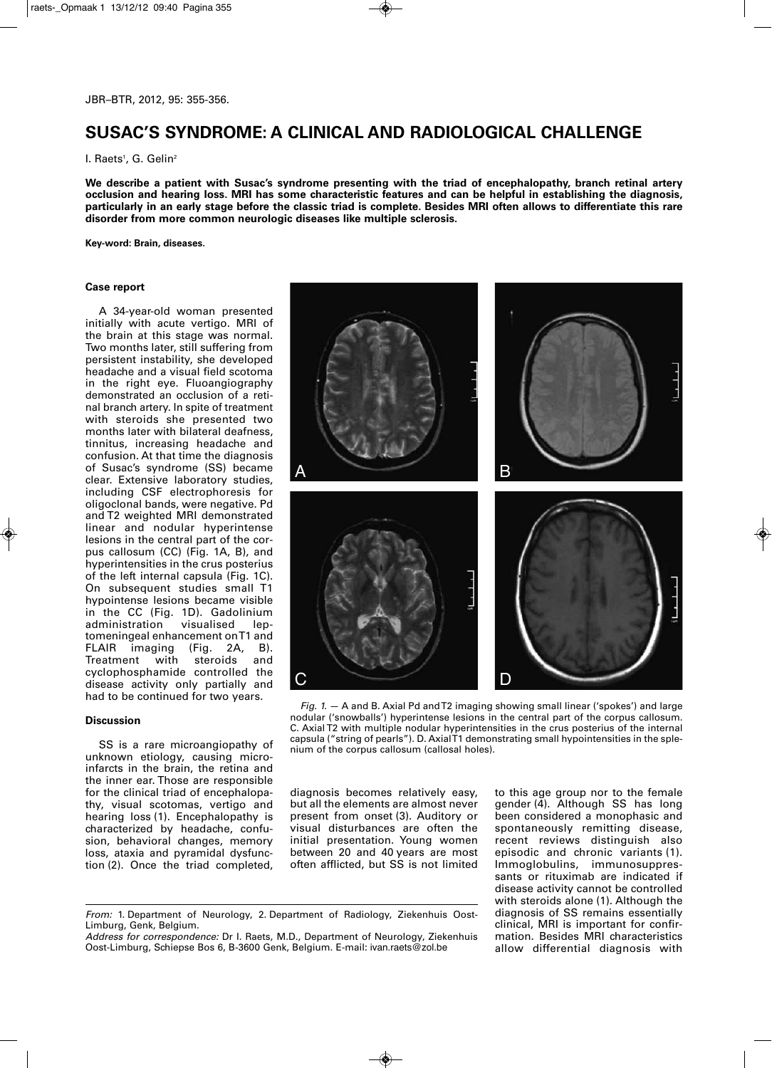# SUSAC'S SYNDROME: A CLINICAL AND RADIOLOGICAL CHALLENGE

I. Raets[1], G. Gelin[2]

**We describe a patient with Susac's syndrome presenting with the triad of encephalopathy, branch retinal artery occlusion and hearing loss. MRI has some characteristic features and can be helpful in establishing the diagnosis, particularly in an early stage before the classic triad is complete. Besides MRI often allows to differentiate this rare disorder from more common neurologic diseases like multiple sclerosis.**

**Key-word: Brain, diseases.**

### Case report

A 34-year-old woman presented initially with acute vertigo. MRI of the brain at this stage was normal. Two months later, still suffering from persistent instability, she developed headache and a visual field scotoma in the right eye. Fluoangiography demonstrated an occlusion of a retinal branch artery. In spite of treatment with steroids she presented two months later with bilateral deafness, tinnitus, increasing headache and confusion. At that time the diagnosis of Susac's syndrome (SS) became clear. Extensive laboratory studies, including CSF electrophoresis for oligoclonal bands, were negative. Pd and T2 weighted MRI demonstrated linear and nodular hyperintense lesions in the central part of the corpus callosum (CC) (Fig. 1A, B), and hyperintensities in the crus posterius of the left internal capsula (Fig. 1C). On subsequent studies small T1 hypointense lesions became visible in the CC (Fig. 1D). Gadolinium administration visualised leptomeningeal enhancement on T1 and FLAIR imaging (Fig. 2A, B). Treatment with steroids and cyclophosphamide controlled the disease activity only partially and had to be continued for two years.

*Fig. 1.* — A and B. Axial Pd and T2 imaging showing small linear ('spokes') and large nodular ('snowballs') hyperintense lesions in the central part of the corpus callosum. C. Axial T2 with multiple nodular hyperintensities in the crus posterius of the internal capsula ("string of pearls"). D. Axial T1 demonstrating small hypointensities in the splenium of the corpus callosum (callosal holes).

### Discussion

SS is a rare microangiopathy of unknown etiology, causing microinfarcts in the brain, the retina and the inner ear. Those are responsible for the clinical triad of encephalopathy, visual scotomas, vertigo and hearing loss (1). Encephalopathy is characterized by headache, confusion, behavioral changes, memory loss, ataxia and pyramidal dysfunction (2). Once the triad completed, diagnosis becomes relatively easy, but all the elements are almost never present from onset (3). Auditory or visual disturbances are often the initial presentation. Young women between 20 and 40 years are most often afflicted, but SS is not limited to this age group nor to the female gender (4). Although SS has long been considered a monophasic and spontaneously remitting disease, recent reviews distinguish also episodic and chronic variants (1). Immoglobulins, immunosuppressants or rituximab are indicated if disease activity cannot be controlled with steroids alone (1). Although the diagnosis of SS remains essentially clinical, MRI is important for confirmation. Besides MRI characteristics allow differential diagnosis with

*From:* 1. Department of Neurology, 2. Department of Radiology, Ziekenhuis Oost-Limburg, Genk, Belgium.
*Address for correspondence:* Dr I. Raets, M.D., Department of Neurology, Ziekenhuis Oost-Limburg, Schiepse Bos 6, B-3600 Genk, Belgium. E-mail: ivan.raets@zol.be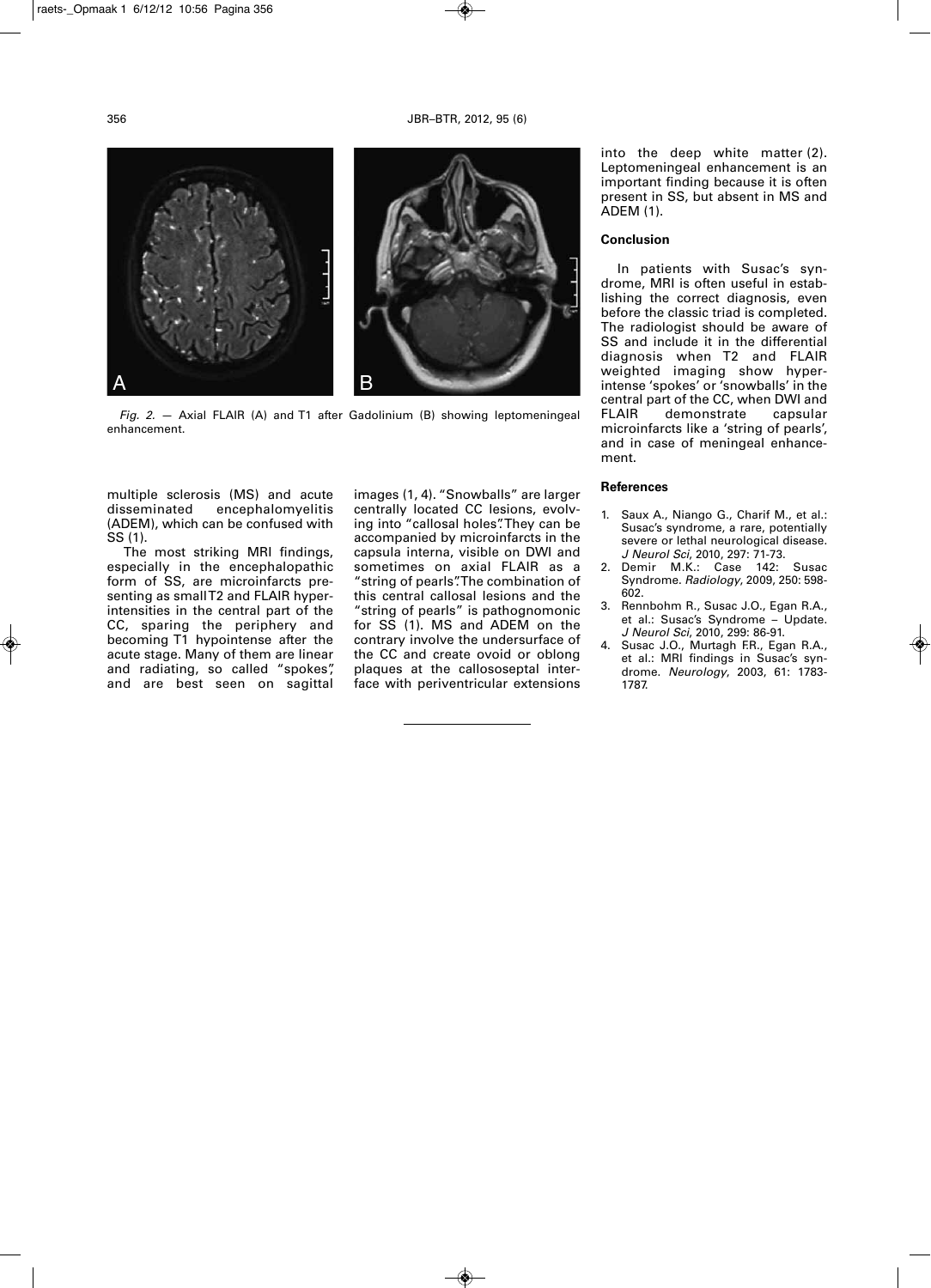*Fig. 2.* — Axial FLAIR (A) and T1 after Gadolinium (B) showing leptomeningeal enhancement.

multiple sclerosis (MS) and acute disseminated encephalomyelitis (ADEM), which can be confused with SS (1).

The most striking MRI findings, especially in the encephalopathic form of SS, are microinfarcts presenting as small T2 and FLAIR hyperintensities in the central part of the CC, sparing the periphery and becoming T1 hypointense after the acute stage. Many of them are linear and radiating, so called "spokes", and are best seen on sagittal images (1, 4). "Snowballs" are larger centrally located CC lesions, evolving into "callosal holes". They can be accompanied by microinfarcts in the capsula interna, visible on DWI and sometimes on axial FLAIR as a "string of pearls". The combination of this central callosal lesions and the "string of pearls" is pathognomonic for SS (1). MS and ADEM on the contrary involve the undersurface of the CC and create ovoid or oblong plaques at the callososeptal interface with periventricular extensions into the deep white matter (2). Leptomeningeal enhancement is an important finding because it is often present in SS, but absent in MS and ADEM (1).

## Conclusion

In patients with Susac's syndrome, MRI is often useful in establishing the correct diagnosis, even before the classic triad is completed. The radiologist should be aware of SS and include it in the differential diagnosis when T2 and FLAIR weighted imaging show hyperintense 'spokes' or 'snowballs' in the central part of the CC, when DWI and FLAIR demonstrate capsular microinfarcts like a 'string of pearls', and in case of meningeal enhancement.

## References

1. Saux A., Niango G., Charif M., et al.: Susac's syndrome, a rare, potentially severe or lethal neurological disease. *J Neurol Sci*, 2010, 297: 71-73.
2. Demir M.K.: Case 142: Susac Syndrome. *Radiology*, 2009, 250: 598-602.
3. Rennbohm R., Susac J.O., Egan R.A., et al.: Susac's Syndrome – Update. *J Neurol Sci*, 2010, 299: 86-91.
4. Susac J.O., Murtagh F.R., Egan R.A., et al.: MRI findings in Susac's syndrome. *Neurology*, 2003, 61: 1783-1787.